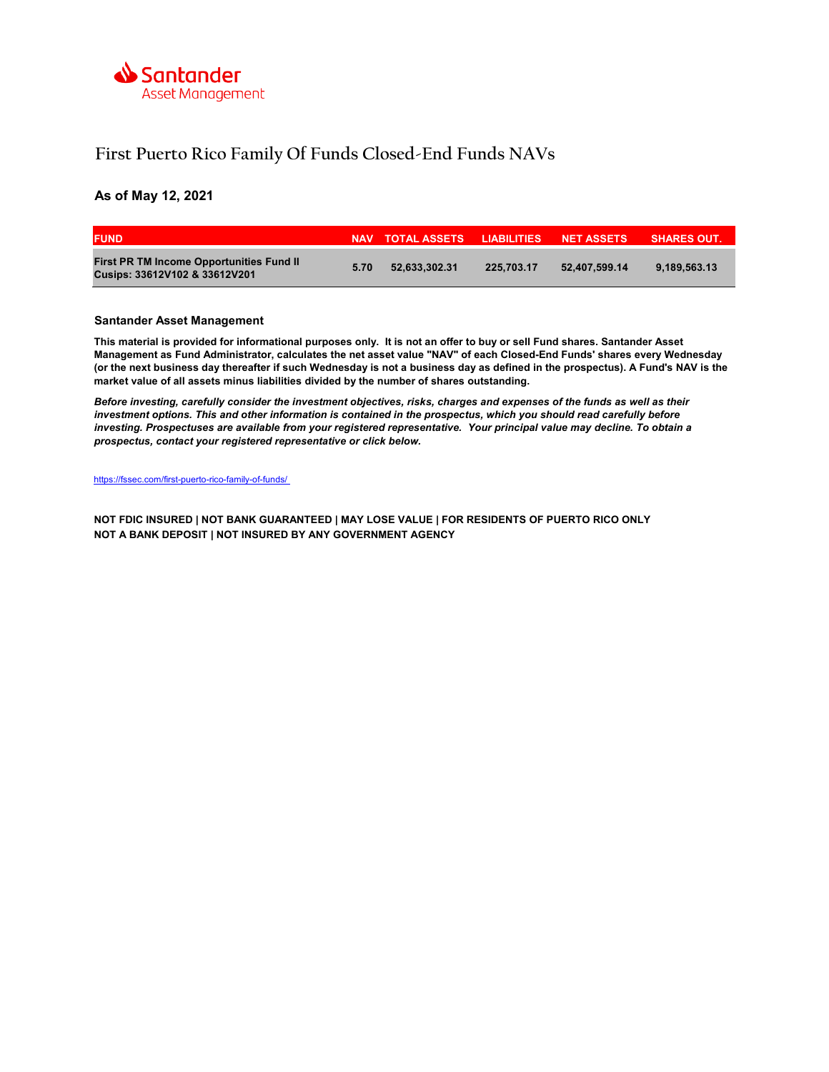Santander Asset Management

# First Puerto Rico Family Of Funds Closed-End Funds NAVs

### As of May 12, 2021

| FUND | NAV | TOTAL ASSETS | LIABILITIES | NET ASSETS | SHARES OUT. |
|---|---|---|---|---|---|
| **First PR TM Income Opportunities Fund II Cusips: 33612V102 & 33612V201** | **5.70** | **52,633,302.31** | **225,703.17** | **52,407,599.14** | **9,189,563.13** |

### Santander Asset Management

**This material is provided for informational purposes only. It is not an offer to buy or sell Fund shares. Santander Asset Management as Fund Administrator, calculates the net asset value "NAV" of each Closed-End Funds' shares every Wednesday (or the next business day thereafter if such Wednesday is not a business day as defined in the prospectus). A Fund's NAV is the market value of all assets minus liabilities divided by the number of shares outstanding.**

***Before investing, carefully consider the investment objectives, risks, charges and expenses of the funds as well as their investment options. This and other information is contained in the prospectus, which you should read carefully before investing. Prospectuses are available from your registered representative. Your principal value may decline. To obtain a prospectus, contact your registered representative or click below.***

https://fssec.com/first-puerto-rico-family-of-funds/

**NOT FDIC INSURED | NOT BANK GUARANTEED | MAY LOSE VALUE | FOR RESIDENTS OF PUERTO RICO ONLY**
**NOT A BANK DEPOSIT | NOT INSURED BY ANY GOVERNMENT AGENCY**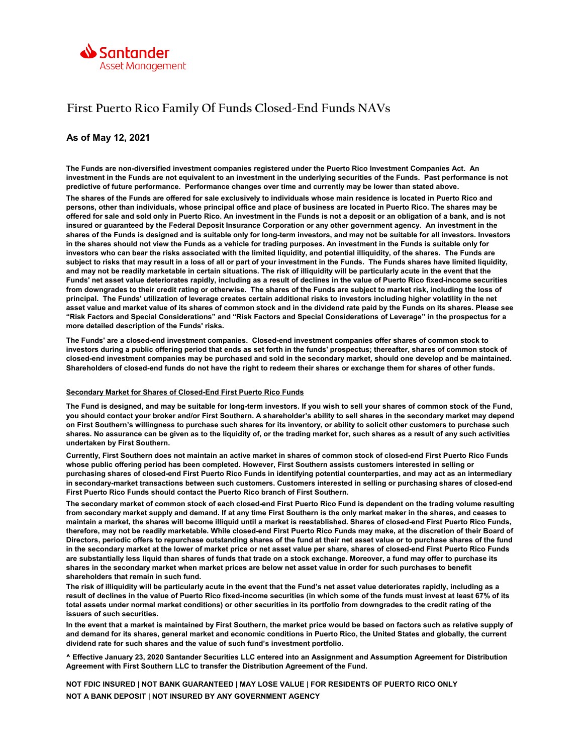# First Puerto Rico Family Of Funds Closed-End Funds NAVs

**As of May 12, 2021**

**The Funds are non-diversified investment companies registered under the Puerto Rico Investment Companies Act. An investment in the Funds are not equivalent to an investment in the underlying securities of the Funds. Past performance is not predictive of future performance. Performance changes over time and currently may be lower than stated above.**

**The shares of the Funds are offered for sale exclusively to individuals whose main residence is located in Puerto Rico and persons, other than individuals, whose principal office and place of business are located in Puerto Rico. The shares may be offered for sale and sold only in Puerto Rico. An investment in the Funds is not a deposit or an obligation of a bank, and is not insured or guaranteed by the Federal Deposit Insurance Corporation or any other government agency. An investment in the shares of the Funds is designed and is suitable only for long-term investors, and may not be suitable for all investors. Investors in the shares should not view the Funds as a vehicle for trading purposes. An investment in the Funds is suitable only for investors who can bear the risks associated with the limited liquidity, and potential illiquidity, of the shares. The Funds are subject to risks that may result in a loss of all or part of your investment in the Funds. The Funds shares have limited liquidity, and may not be readily marketable in certain situations. The risk of illiquidity will be particularly acute in the event that the Funds' net asset value deteriorates rapidly, including as a result of declines in the value of Puerto Rico fixed-income securities from downgrades to their credit rating or otherwise. The shares of the Funds are subject to market risk, including the loss of principal. The Funds' utilization of leverage creates certain additional risks to investors including higher volatility in the net asset value and market value of its shares of common stock and in the dividend rate paid by the Funds on its shares. Please see "Risk Factors and Special Considerations" and "Risk Factors and Special Considerations of Leverage" in the prospectus for a more detailed description of the Funds' risks.**

**The Funds' are a closed-end investment companies. Closed-end investment companies offer shares of common stock to investors during a public offering period that ends as set forth in the funds' prospectus; thereafter, shares of common stock of closed-end investment companies may be purchased and sold in the secondary market, should one develop and be maintained. Shareholders of closed-end funds do not have the right to redeem their shares or exchange them for shares of other funds.**

**<u>Secondary Market for Shares of Closed-End First Puerto Rico Funds</u>**

**The Fund is designed, and may be suitable for long-term investors. If you wish to sell your shares of common stock of the Fund, you should contact your broker and/or First Southern. A shareholder's ability to sell shares in the secondary market may depend on First Southern's willingness to purchase such shares for its inventory, or ability to solicit other customers to purchase such shares. No assurance can be given as to the liquidity of, or the trading market for, such shares as a result of any such activities undertaken by First Southern.**

**Currently, First Southern does not maintain an active market in shares of common stock of closed-end First Puerto Rico Funds whose public offering period has been completed. However, First Southern assists customers interested in selling or purchasing shares of closed-end First Puerto Rico Funds in identifying potential counterparties, and may act as an intermediary in secondary-market transactions between such customers. Customers interested in selling or purchasing shares of closed-end First Puerto Rico Funds should contact the Puerto Rico branch of First Southern.**

**The secondary market of common stock of each closed-end First Puerto Rico Fund is dependent on the trading volume resulting from secondary market supply and demand. If at any time First Southern is the only market maker in the shares, and ceases to maintain a market, the shares will become illiquid until a market is reestablished. Shares of closed-end First Puerto Rico Funds, therefore, may not be readily marketable. While closed-end First Puerto Rico Funds may make, at the discretion of their Board of Directors, periodic offers to repurchase outstanding shares of the fund at their net asset value or to purchase shares of the fund in the secondary market at the lower of market price or net asset value per share, shares of closed-end First Puerto Rico Funds are substantially less liquid than shares of funds that trade on a stock exchange. Moreover, a fund may offer to purchase its shares in the secondary market when market prices are below net asset value in order for such purchases to benefit shareholders that remain in such fund.**

**The risk of illiquidity will be particularly acute in the event that the Fund's net asset value deteriorates rapidly, including as a result of declines in the value of Puerto Rico fixed-income securities (in which some of the funds must invest at least 67% of its total assets under normal market conditions) or other securities in its portfolio from downgrades to the credit rating of the issuers of such securities.**

**In the event that a market is maintained by First Southern, the market price would be based on factors such as relative supply of and demand for its shares, general market and economic conditions in Puerto Rico, the United States and globally, the current dividend rate for such shares and the value of such fund's investment portfolio.**

**^ Effective January 23, 2020 Santander Securities LLC entered into an Assignment and Assumption Agreement for Distribution Agreement with First Southern LLC to transfer the Distribution Agreement of the Fund.**

**NOT FDIC INSURED | NOT BANK GUARANTEED | MAY LOSE VALUE | FOR RESIDENTS OF PUERTO RICO ONLY**

**NOT A BANK DEPOSIT | NOT INSURED BY ANY GOVERNMENT AGENCY**